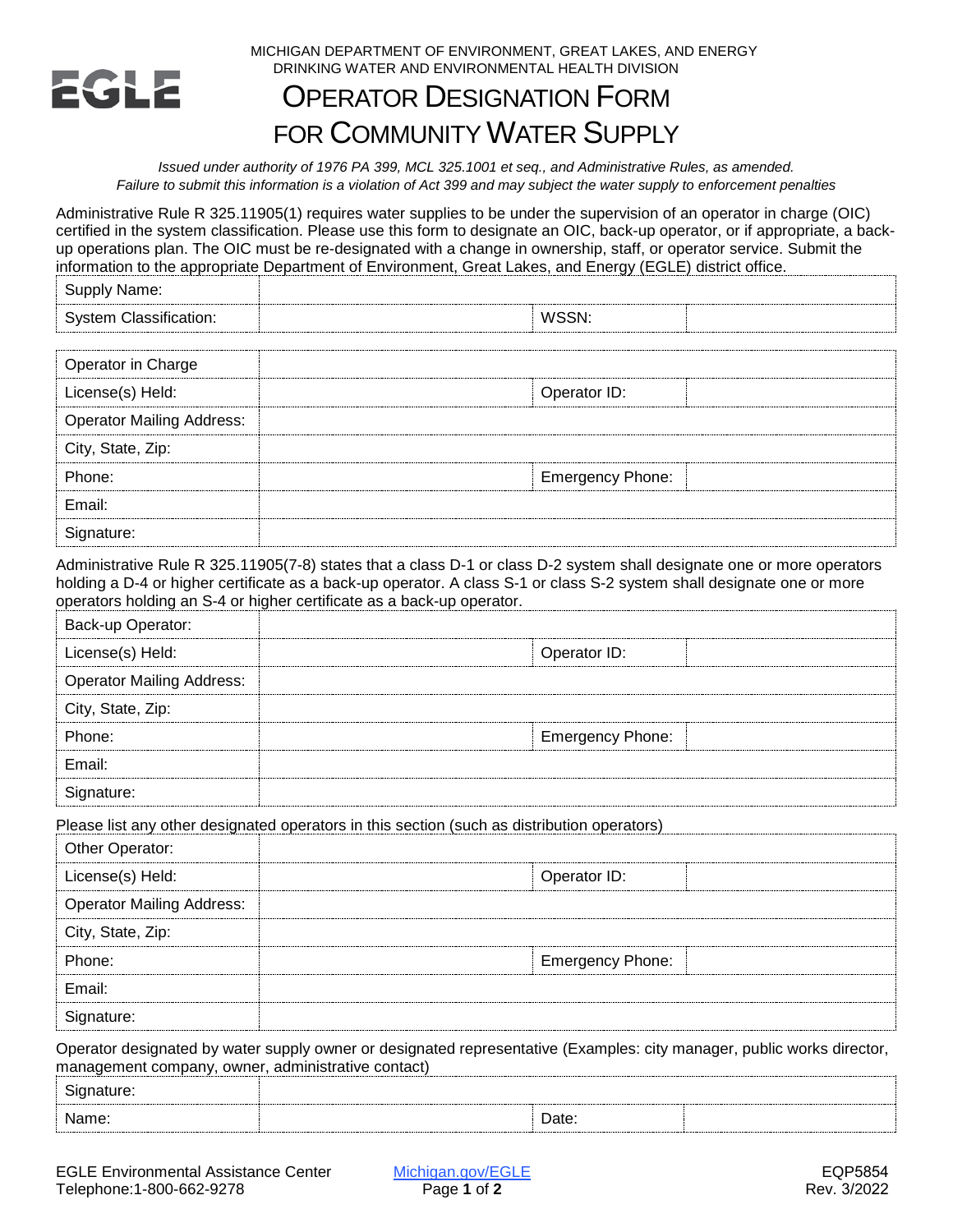MICHIGAN DEPARTMENT OF ENVIRONMENT, GREAT LAKES, AND ENERGY
DRINKING WATER AND ENVIRONMENTAL HEALTH DIVISION

# OPERATOR DESIGNATION FORM FOR COMMUNITY WATER SUPPLY

*Issued under authority of 1976 PA 399, MCL 325.1001 et seq., and Administrative Rules, as amended.*
*Failure to submit this information is a violation of Act 399 and may subject the water supply to enforcement penalties*

Administrative Rule R 325.11905(1) requires water supplies to be under the supervision of an operator in charge (OIC) certified in the system classification. Please use this form to designate an OIC, back-up operator, or if appropriate, a back-up operations plan. The OIC must be re-designated with a change in ownership, staff, or operator service. Submit the information to the appropriate Department of Environment, Great Lakes, and Energy (EGLE) district office.

| Supply Name: | | | |
|---|---|---|---|
| System Classification: | | WSSN: | |

| Operator in Charge | | | |
|---|---|---|---|
| License(s) Held: | | Operator ID: | |
| Operator Mailing Address: | | | |
| City, State, Zip: | | | |
| Phone: | | Emergency Phone: | |
| Email: | | | |
| Signature: | | | |

Administrative Rule R 325.11905(7-8) states that a class D-1 or class D-2 system shall designate one or more operators holding a D-4 or higher certificate as a back-up operator. A class S-1 or class S-2 system shall designate one or more operators holding an S-4 or higher certificate as a back-up operator.

| Back-up Operator: | | | |
|---|---|---|---|
| License(s) Held: | | Operator ID: | |
| Operator Mailing Address: | | | |
| City, State, Zip: | | | |
| Phone: | | Emergency Phone: | |
| Email: | | | |
| Signature: | | | |

Please list any other designated operators in this section (such as distribution operators)

| Other Operator: | | | |
|---|---|---|---|
| License(s) Held: | | Operator ID: | |
| Operator Mailing Address: | | | |
| City, State, Zip: | | | |
| Phone: | | Emergency Phone: | |
| Email: | | | |
| Signature: | | | |

Operator designated by water supply owner or designated representative (Examples: city manager, public works director, management company, owner, administrative contact)

| Signature: | | | |
|---|---|---|---|
| Name: | | Date: | |

EGLE Environmental Assistance Center
Telephone:1-800-662-9278

Michigan.gov/EGLE

EQP5854
Rev. 3/2022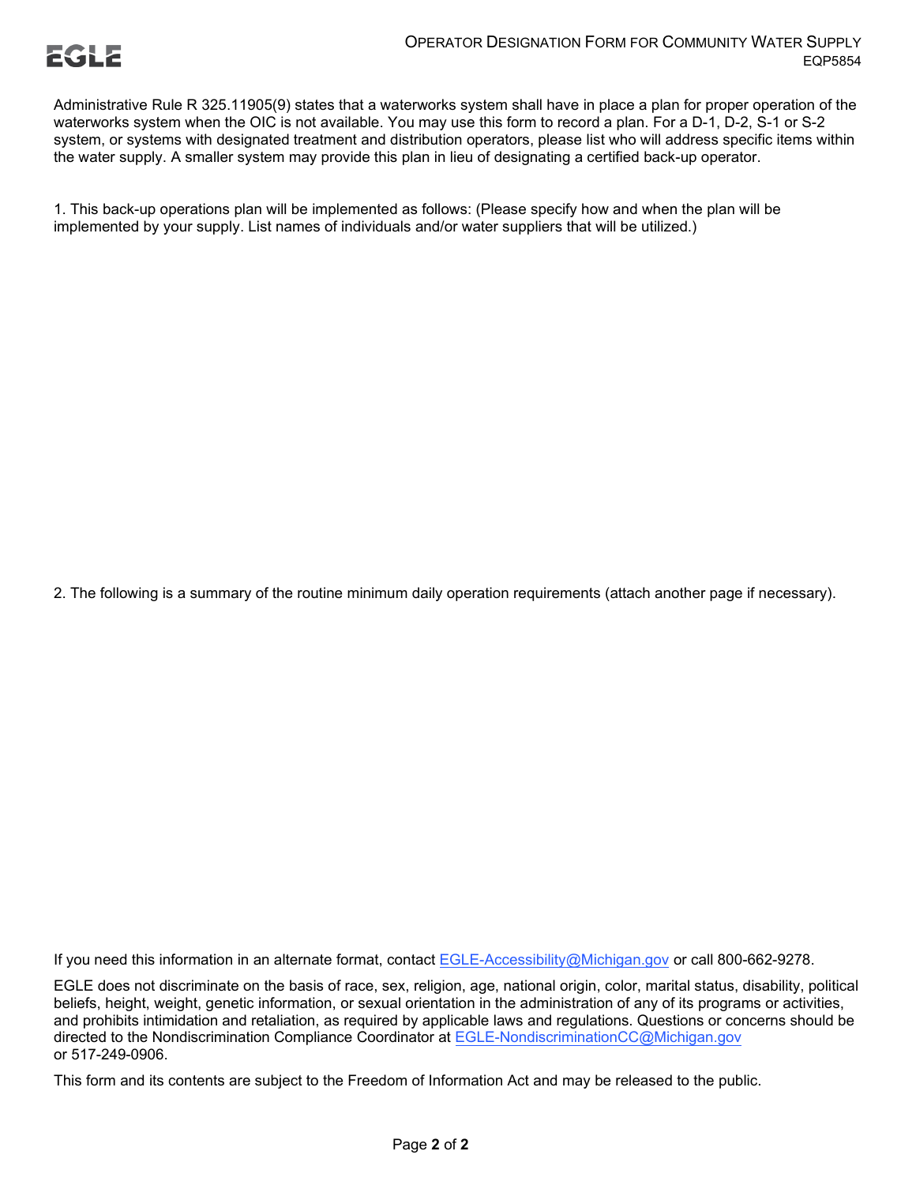Administrative Rule R 325.11905(9) states that a waterworks system shall have in place a plan for proper operation of the waterworks system when the OIC is not available. You may use this form to record a plan. For a D-1, D-2, S-1 or S-2 system, or systems with designated treatment and distribution operators, please list who will address specific items within the water supply. A smaller system may provide this plan in lieu of designating a certified back-up operator.

1. This back-up operations plan will be implemented as follows: (Please specify how and when the plan will be implemented by your supply. List names of individuals and/or water suppliers that will be utilized.)

2. The following is a summary of the routine minimum daily operation requirements (attach another page if necessary).

If you need this information in an alternate format, contact [EGLE-Accessibility@Michigan.gov](mailto:EGLE-Accessibility@Michigan.gov) or call 800-662-9278.

EGLE does not discriminate on the basis of race, sex, religion, age, national origin, color, marital status, disability, political beliefs, height, weight, genetic information, or sexual orientation in the administration of any of its programs or activities, and prohibits intimidation and retaliation, as required by applicable laws and regulations. Questions or concerns should be directed to the Nondiscrimination Compliance Coordinator at [EGLE-NondiscriminationCC@Michigan.gov](mailto:EGLE-NondiscriminationCC@Michigan.gov) or 517-249-0906.

This form and its contents are subject to the Freedom of Information Act and may be released to the public.